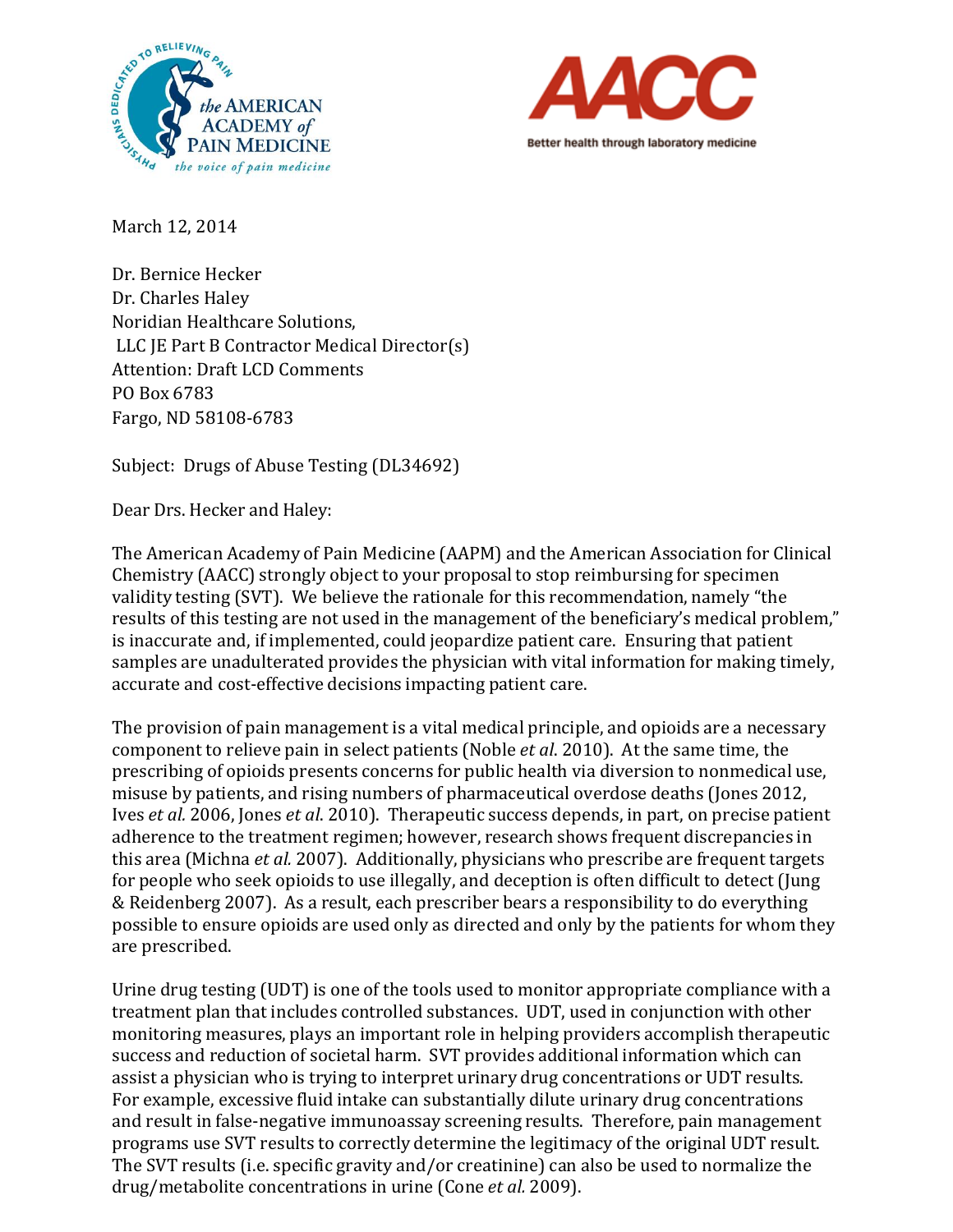the AMERICAN ACADEMY of PAIN MEDICINE — the voice of pain medicine

AACC — Better health through laboratory medicine

March 12, 2014

Dr. Bernice Hecker
Dr. Charles Haley
Noridian Healthcare Solutions,
LLC JE Part B Contractor Medical Director(s)
Attention: Draft LCD Comments
PO Box 6783
Fargo, ND 58108-6783

Subject: Drugs of Abuse Testing (DL34692)

Dear Drs. Hecker and Haley:

The American Academy of Pain Medicine (AAPM) and the American Association for Clinical Chemistry (AACC) strongly object to your proposal to stop reimbursing for specimen validity testing (SVT). We believe the rationale for this recommendation, namely "the results of this testing are not used in the management of the beneficiary's medical problem," is inaccurate and, if implemented, could jeopardize patient care. Ensuring that patient samples are unadulterated provides the physician with vital information for making timely, accurate and cost-effective decisions impacting patient care.

The provision of pain management is a vital medical principle, and opioids are a necessary component to relieve pain in select patients (Noble *et al*. 2010). At the same time, the prescribing of opioids presents concerns for public health via diversion to nonmedical use, misuse by patients, and rising numbers of pharmaceutical overdose deaths (Jones 2012, Ives *et al.* 2006, Jones *et al*. 2010). Therapeutic success depends, in part, on precise patient adherence to the treatment regimen; however, research shows frequent discrepancies in this area (Michna *et al.* 2007). Additionally, physicians who prescribe are frequent targets for people who seek opioids to use illegally, and deception is often difficult to detect (Jung & Reidenberg 2007). As a result, each prescriber bears a responsibility to do everything possible to ensure opioids are used only as directed and only by the patients for whom they are prescribed.

Urine drug testing (UDT) is one of the tools used to monitor appropriate compliance with a treatment plan that includes controlled substances. UDT, used in conjunction with other monitoring measures, plays an important role in helping providers accomplish therapeutic success and reduction of societal harm. SVT provides additional information which can assist a physician who is trying to interpret urinary drug concentrations or UDT results. For example, excessive fluid intake can substantially dilute urinary drug concentrations and result in false-negative immunoassay screening results. Therefore, pain management programs use SVT results to correctly determine the legitimacy of the original UDT result. The SVT results (i.e. specific gravity and/or creatinine) can also be used to normalize the drug/metabolite concentrations in urine (Cone *et al.* 2009).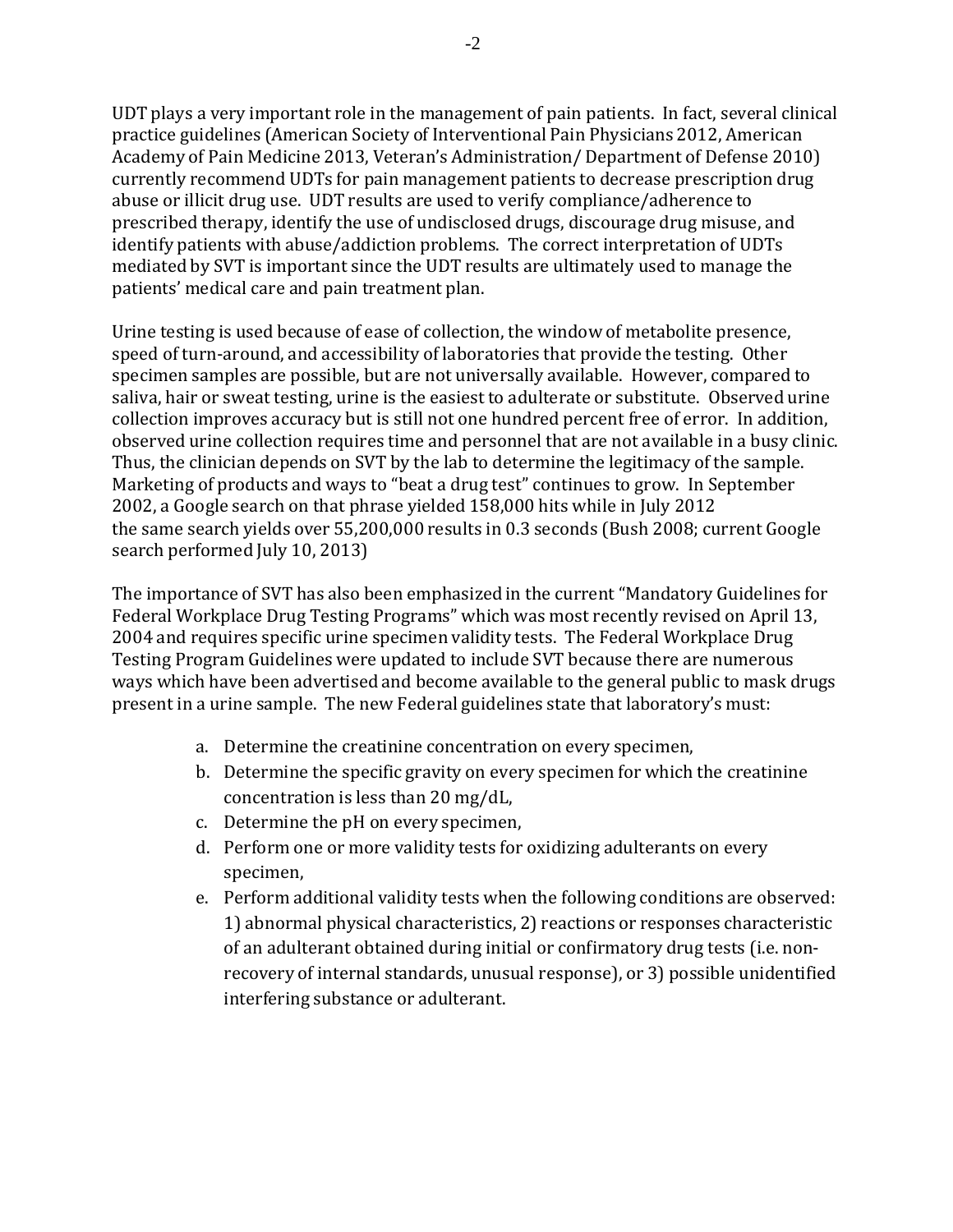UDT plays a very important role in the management of pain patients. In fact, several clinical practice guidelines (American Society of Interventional Pain Physicians 2012, American Academy of Pain Medicine 2013, Veteran's Administration/ Department of Defense 2010) currently recommend UDTs for pain management patients to decrease prescription drug abuse or illicit drug use. UDT results are used to verify compliance/adherence to prescribed therapy, identify the use of undisclosed drugs, discourage drug misuse, and identify patients with abuse/addiction problems. The correct interpretation of UDTs mediated by SVT is important since the UDT results are ultimately used to manage the patients' medical care and pain treatment plan.

Urine testing is used because of ease of collection, the window of metabolite presence, speed of turn-around, and accessibility of laboratories that provide the testing. Other specimen samples are possible, but are not universally available. However, compared to saliva, hair or sweat testing, urine is the easiest to adulterate or substitute. Observed urine collection improves accuracy but is still not one hundred percent free of error. In addition, observed urine collection requires time and personnel that are not available in a busy clinic. Thus, the clinician depends on SVT by the lab to determine the legitimacy of the sample. Marketing of products and ways to "beat a drug test" continues to grow. In September 2002, a Google search on that phrase yielded 158,000 hits while in July 2012 the same search yields over 55,200,000 results in 0.3 seconds (Bush 2008; current Google search performed July 10, 2013)

The importance of SVT has also been emphasized in the current "Mandatory Guidelines for Federal Workplace Drug Testing Programs" which was most recently revised on April 13, 2004 and requires specific urine specimen validity tests. The Federal Workplace Drug Testing Program Guidelines were updated to include SVT because there are numerous ways which have been advertised and become available to the general public to mask drugs present in a urine sample. The new Federal guidelines state that laboratory's must:

a. Determine the creatinine concentration on every specimen,
b. Determine the specific gravity on every specimen for which the creatinine concentration is less than 20 mg/dL,
c. Determine the pH on every specimen,
d. Perform one or more validity tests for oxidizing adulterants on every specimen,
e. Perform additional validity tests when the following conditions are observed: 1) abnormal physical characteristics, 2) reactions or responses characteristic of an adulterant obtained during initial or confirmatory drug tests (i.e. non-recovery of internal standards, unusual response), or 3) possible unidentified interfering substance or adulterant.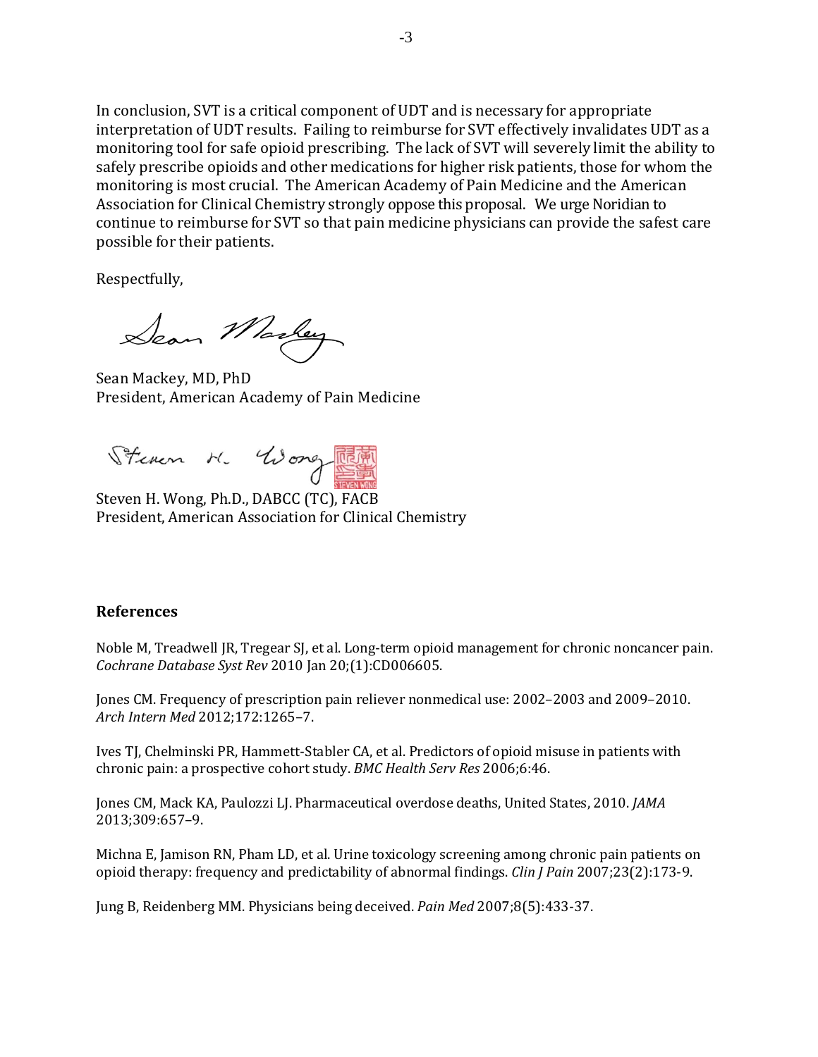In conclusion, SVT is a critical component of UDT and is necessary for appropriate interpretation of UDT results. Failing to reimburse for SVT effectively invalidates UDT as a monitoring tool for safe opioid prescribing. The lack of SVT will severely limit the ability to safely prescribe opioids and other medications for higher risk patients, those for whom the monitoring is most crucial. The American Academy of Pain Medicine and the American Association for Clinical Chemistry strongly oppose this proposal. We urge Noridian to continue to reimburse for SVT so that pain medicine physicians can provide the safest care possible for their patients.

Respectfully,

Sean Mackey, MD, PhD
President, American Academy of Pain Medicine

Steven H. Wong, Ph.D., DABCC (TC), FACB
President, American Association for Clinical Chemistry

## References

Noble M, Treadwell JR, Tregear SJ, et al. Long-term opioid management for chronic noncancer pain. *Cochrane Database Syst Rev* 2010 Jan 20;(1):CD006605.

Jones CM. Frequency of prescription pain reliever nonmedical use: 2002–2003 and 2009–2010. *Arch Intern Med* 2012;172:1265–7.

Ives TJ, Chelminski PR, Hammett-Stabler CA, et al. Predictors of opioid misuse in patients with chronic pain: a prospective cohort study. *BMC Health Serv Res* 2006;6:46.

Jones CM, Mack KA, Paulozzi LJ. Pharmaceutical overdose deaths, United States, 2010. *JAMA* 2013;309:657–9.

Michna E, Jamison RN, Pham LD, et al. Urine toxicology screening among chronic pain patients on opioid therapy: frequency and predictability of abnormal findings. *Clin J Pain* 2007;23(2):173-9.

Jung B, Reidenberg MM. Physicians being deceived. *Pain Med* 2007;8(5):433-37.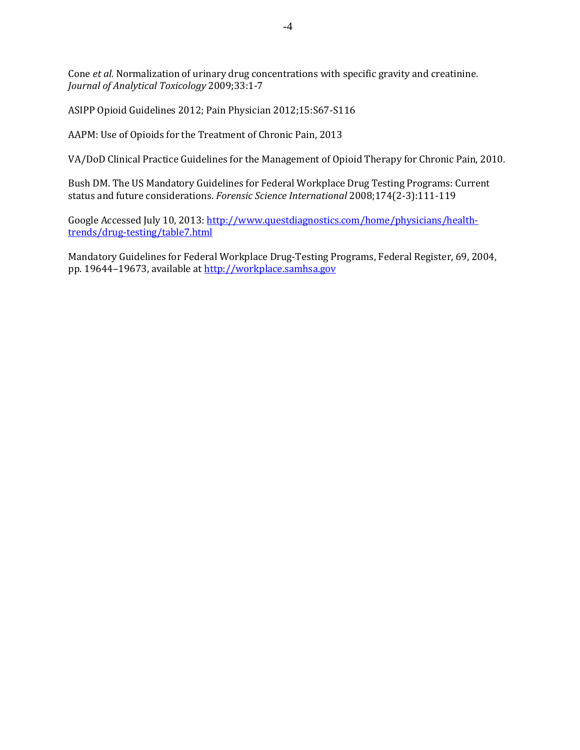Cone *et al.* Normalization of urinary drug concentrations with specific gravity and creatinine. *Journal of Analytical Toxicology* 2009;33:1-7

ASIPP Opioid Guidelines 2012; Pain Physician 2012;15:S67-S116

AAPM: Use of Opioids for the Treatment of Chronic Pain, 2013

VA/DoD Clinical Practice Guidelines for the Management of Opioid Therapy for Chronic Pain, 2010.

Bush DM. The US Mandatory Guidelines for Federal Workplace Drug Testing Programs: Current status and future considerations. *Forensic Science International* 2008;174(2-3):111-119

Google Accessed July 10, 2013: [http://www.questdiagnostics.com/home/physicians/health-trends/drug-testing/table7.html](http://www.questdiagnostics.com/home/physicians/health-trends/drug-testing/table7.html)

Mandatory Guidelines for Federal Workplace Drug-Testing Programs, Federal Register, 69, 2004, pp. 19644–19673, available at [http://workplace.samhsa.gov](http://workplace.samhsa.gov)